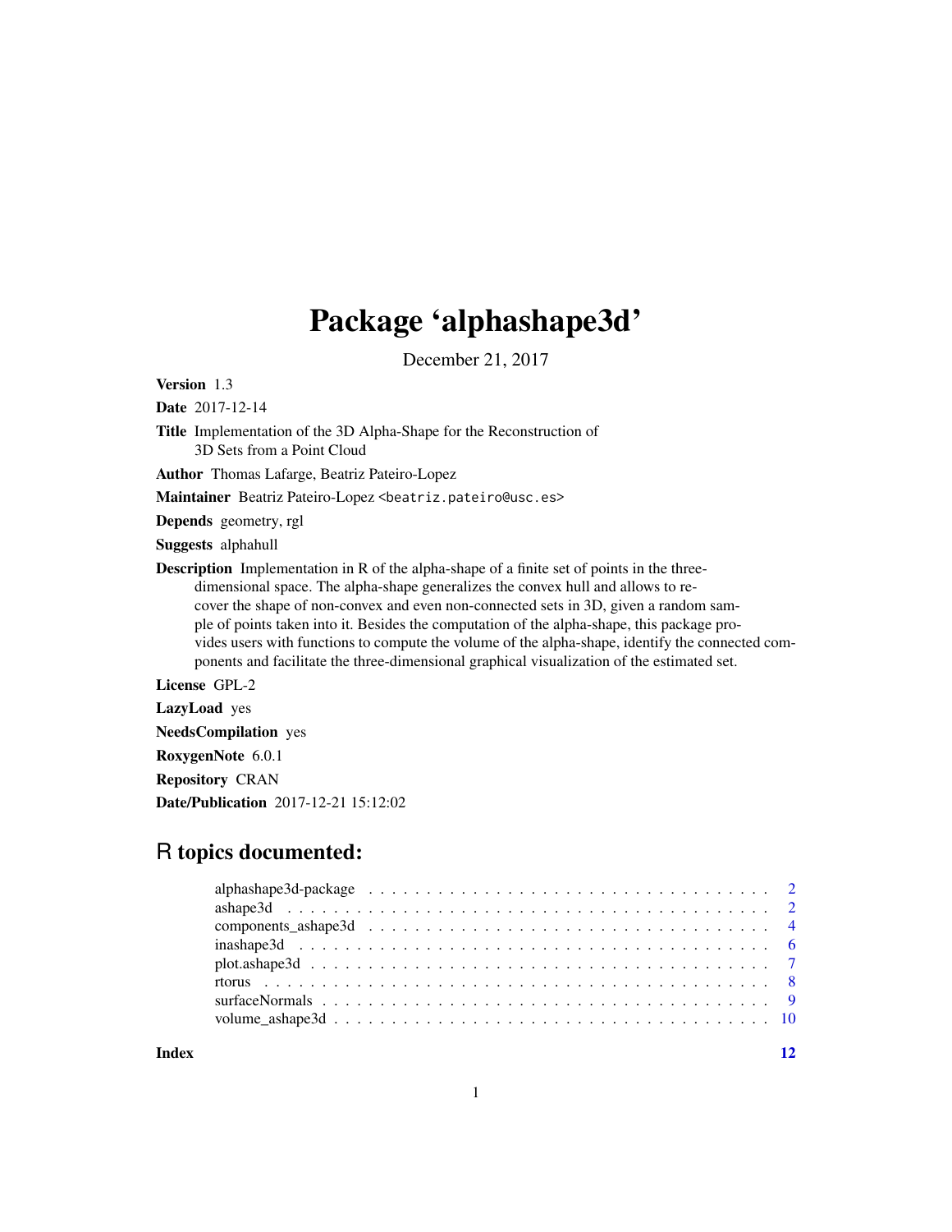# Package 'alphashape3d'

December 21, 2017

**Version** 1.3

**Date** 2017-12-14

**Title** Implementation of the 3D Alpha-Shape for the Reconstruction of 3D Sets from a Point Cloud

**Author** Thomas Lafarge, Beatriz Pateiro-Lopez

**Maintainer** Beatriz Pateiro-Lopez <beatriz.pateiro@usc.es>

**Depends** geometry, rgl

**Suggests** alphahull

**Description** Implementation in R of the alpha-shape of a finite set of points in the three-dimensional space. The alpha-shape generalizes the convex hull and allows to recover the shape of non-convex and even non-connected sets in 3D, given a random sample of points taken into it. Besides the computation of the alpha-shape, this package provides users with functions to compute the volume of the alpha-shape, identify the connected components and facilitate the three-dimensional graphical visualization of the estimated set.

**License** GPL-2

**LazyLoad** yes

**NeedsCompilation** yes

**RoxygenNote** 6.0.1

**Repository** CRAN

**Date/Publication** 2017-12-21 15:12:02

## R topics documented:

- alphashape3d-package . . . . . . . . . . 2
- ashape3d . . . . . . . . . . 2
- components_ashape3d . . . . . . . . . . 4
- inashape3d . . . . . . . . . . 6
- plot.ashape3d . . . . . . . . . . 7
- rtorus . . . . . . . . . . 8
- surfaceNormals . . . . . . . . . . 9
- volume_ashape3d . . . . . . . . . . 10

**Index** 12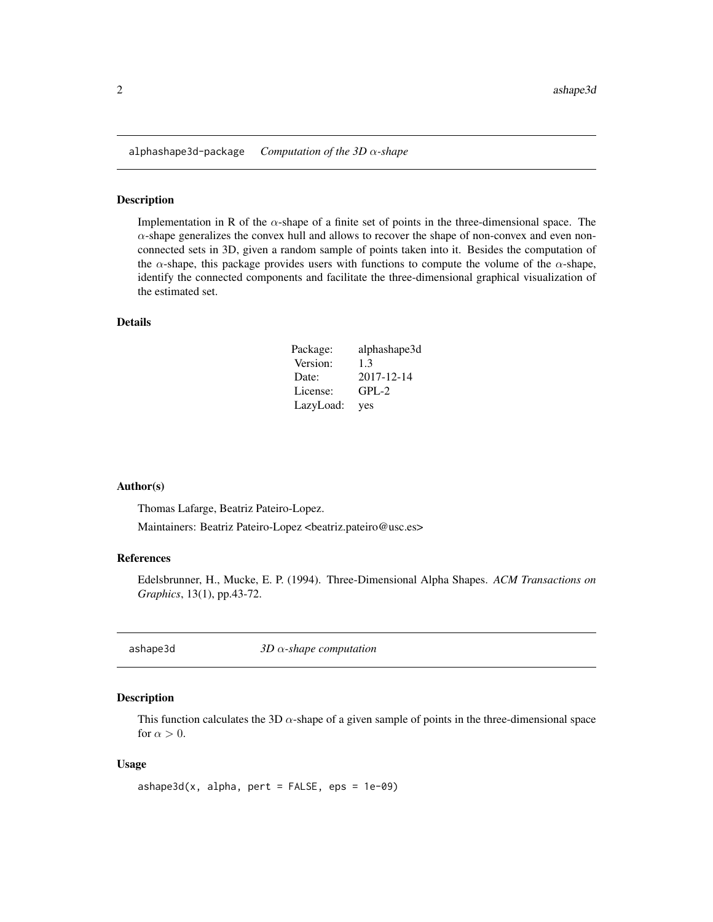## alphashape3d-package *Computation of the 3D $\alpha$-shape*

### Description

Implementation in R of the $\alpha$-shape of a finite set of points in the three-dimensional space. The $\alpha$-shape generalizes the convex hull and allows to recover the shape of non-convex and even non-connected sets in 3D, given a random sample of points taken into it. Besides the computation of the $\alpha$-shape, this package provides users with functions to compute the volume of the $\alpha$-shape, identify the connected components and facilitate the three-dimensional graphical visualization of the estimated set.

### Details

| | |
|---|---|
| Package: | alphashape3d |
| Version: | 1.3 |
| Date: | 2017-12-14 |
| License: | GPL-2 |
| LazyLoad: | yes |

### Author(s)

Thomas Lafarge, Beatriz Pateiro-Lopez.

Maintainers: Beatriz Pateiro-Lopez <beatriz.pateiro@usc.es>

### References

Edelsbrunner, H., Mucke, E. P. (1994). Three-Dimensional Alpha Shapes. *ACM Transactions on Graphics*, 13(1), pp.43-72.

## ashape3d *3D $\alpha$-shape computation*

### Description

This function calculates the 3D $\alpha$-shape of a given sample of points in the three-dimensional space for $\alpha > 0$.

### Usage

```
ashape3d(x, alpha, pert = FALSE, eps = 1e-09)
```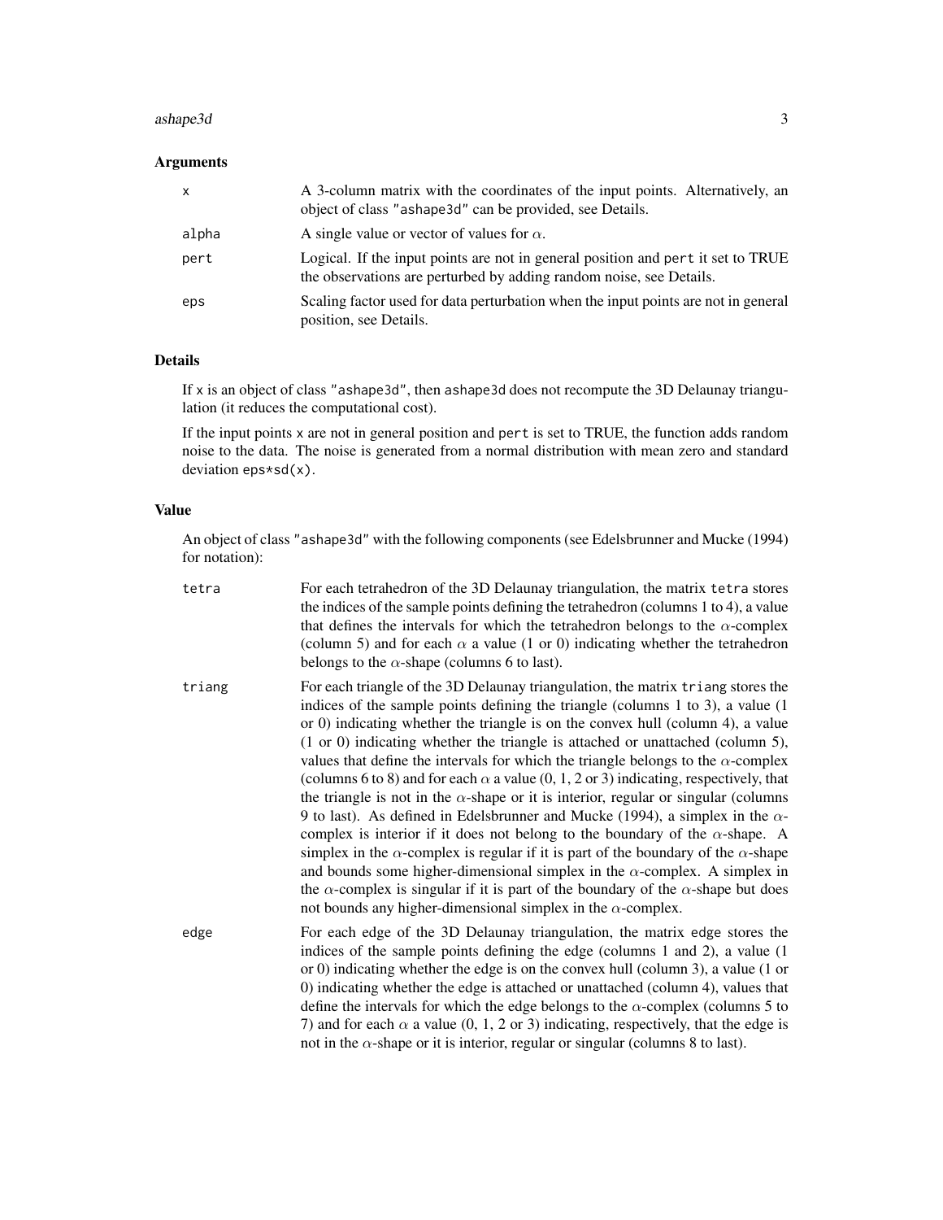### Arguments

| | |
|---|---|
| `x` | A 3-column matrix with the coordinates of the input points. Alternatively, an object of class "ashape3d" can be provided, see Details. |
| `alpha` | A single value or vector of values for $\alpha$. |
| `pert` | Logical. If the input points are not in general position and `pert` it set to TRUE the observations are perturbed by adding random noise, see Details. |
| `eps` | Scaling factor used for data perturbation when the input points are not in general position, see Details. |

### Details

If `x` is an object of class "ashape3d", then `ashape3d` does not recompute the 3D Delaunay triangulation (it reduces the computational cost).

If the input points `x` are not in general position and `pert` is set to TRUE, the function adds random noise to the data. The noise is generated from a normal distribution with mean zero and standard deviation `eps*sd(x)`.

### Value

An object of class "ashape3d" with the following components (see Edelsbrunner and Mucke (1994) for notation):

| | |
|---|---|
| `tetra` | For each tetrahedron of the 3D Delaunay triangulation, the matrix `tetra` stores the indices of the sample points defining the tetrahedron (columns 1 to 4), a value that defines the intervals for which the tetrahedron belongs to the $\alpha$-complex (column 5) and for each $\alpha$ a value (1 or 0) indicating whether the tetrahedron belongs to the $\alpha$-shape (columns 6 to last). |
| `triang` | For each triangle of the 3D Delaunay triangulation, the matrix `triang` stores the indices of the sample points defining the triangle (columns 1 to 3), a value (1 or 0) indicating whether the triangle is on the convex hull (column 4), a value (1 or 0) indicating whether the triangle is attached or unattached (column 5), values that define the intervals for which the triangle belongs to the $\alpha$-complex (columns 6 to 8) and for each $\alpha$ a value (0, 1, 2 or 3) indicating, respectively, that the triangle is not in the $\alpha$-shape or it is interior, regular or singular (columns 9 to last). As defined in Edelsbrunner and Mucke (1994), a simplex in the $\alpha$-complex is interior if it does not belong to the boundary of the $\alpha$-shape. A simplex in the $\alpha$-complex is regular if it is part of the boundary of the $\alpha$-shape and bounds some higher-dimensional simplex in the $\alpha$-complex. A simplex in the $\alpha$-complex is singular if it is part of the boundary of the $\alpha$-shape but does not bounds any higher-dimensional simplex in the $\alpha$-complex. |
| `edge` | For each edge of the 3D Delaunay triangulation, the matrix `edge` stores the indices of the sample points defining the edge (columns 1 and 2), a value (1 or 0) indicating whether the edge is on the convex hull (column 3), a value (1 or 0) indicating whether the edge is attached or unattached (column 4), values that define the intervals for which the edge belongs to the $\alpha$-complex (columns 5 to 7) and for each $\alpha$ a value (0, 1, 2 or 3) indicating, respectively, that the edge is not in the $\alpha$-shape or it is interior, regular or singular (columns 8 to last). |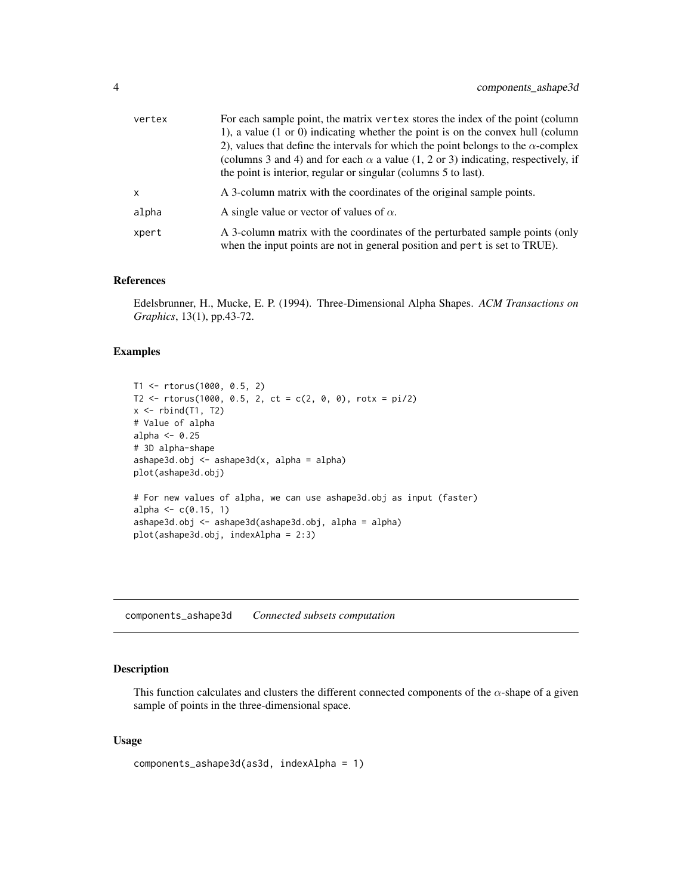| | |
|---|---|
| vertex | For each sample point, the matrix vertex stores the index of the point (column 1), a value (1 or 0) indicating whether the point is on the convex hull (column 2), values that define the intervals for which the point belongs to the $\alpha$-complex (columns 3 and 4) and for each $\alpha$ a value (1, 2 or 3) indicating, respectively, if the point is interior, regular or singular (columns 5 to last). |
| x | A 3-column matrix with the coordinates of the original sample points. |
| alpha | A single value or vector of values of $\alpha$. |
| xpert | A 3-column matrix with the coordinates of the perturbated sample points (only when the input points are not in general position and pert is set to TRUE). |

### References

Edelsbrunner, H., Mucke, E. P. (1994). Three-Dimensional Alpha Shapes. *ACM Transactions on Graphics*, 13(1), pp.43-72.

### Examples

```
T1 <- rtorus(1000, 0.5, 2)
T2 <- rtorus(1000, 0.5, 2, ct = c(2, 0, 0), rotx = pi/2)
x <- rbind(T1, T2)
# Value of alpha
alpha <- 0.25
# 3D alpha-shape
ashape3d.obj <- ashape3d(x, alpha = alpha)
plot(ashape3d.obj)

# For new values of alpha, we can use ashape3d.obj as input (faster)
alpha <- c(0.15, 1)
ashape3d.obj <- ashape3d(ashape3d.obj, alpha = alpha)
plot(ashape3d.obj, indexAlpha = 2:3)
```

---

## components_ashape3d *Connected subsets computation*

---

### Description

This function calculates and clusters the different connected components of the $\alpha$-shape of a given sample of points in the three-dimensional space.

### Usage

```
components_ashape3d(as3d, indexAlpha = 1)
```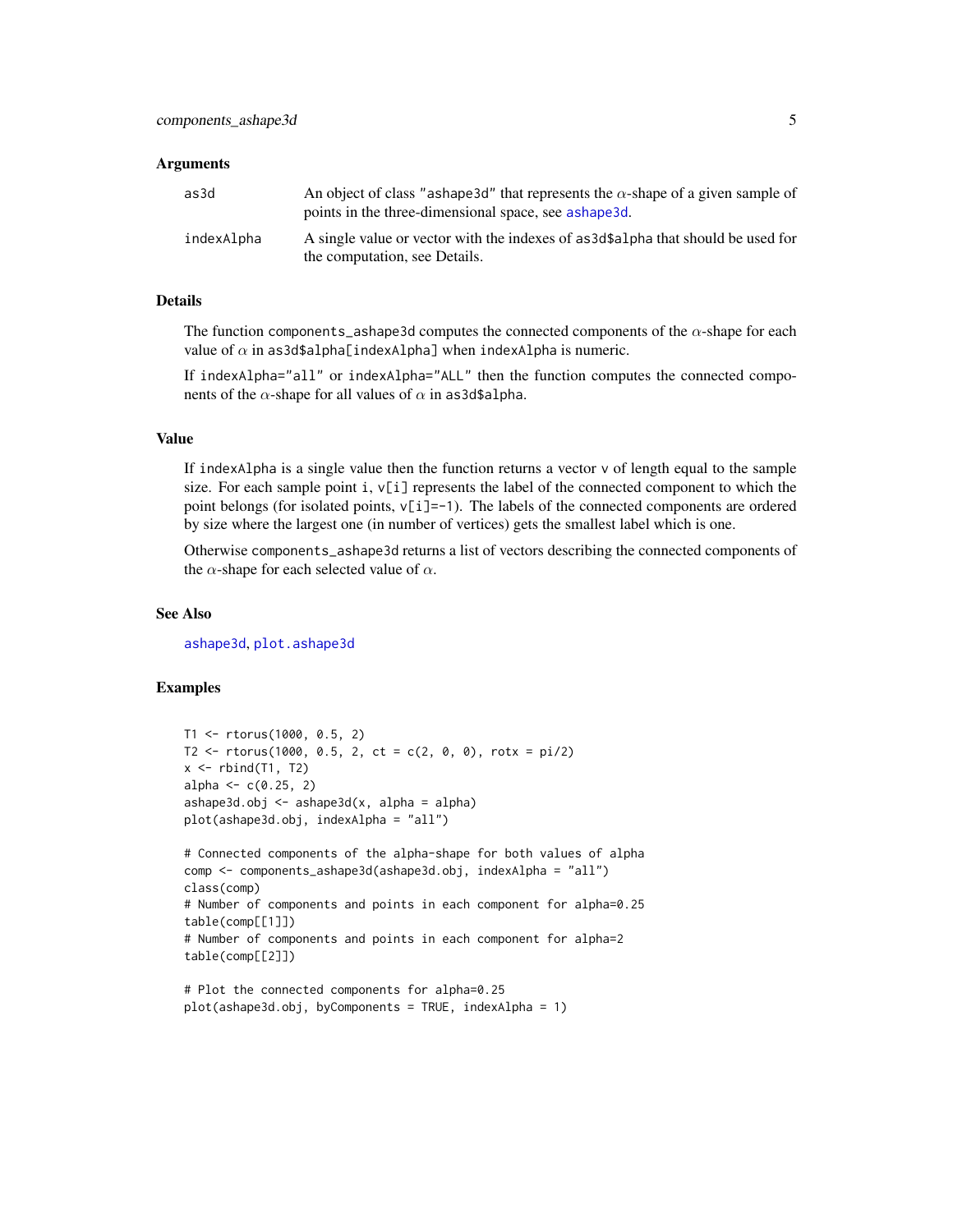### Arguments

| | |
|---|---|
| as3d | An object of class "ashape3d" that represents the $\alpha$-shape of a given sample of points in the three-dimensional space, see ashape3d. |
| indexAlpha | A single value or vector with the indexes of as3d$alpha that should be used for the computation, see Details. |

### Details

The function components_ashape3d computes the connected components of the $\alpha$-shape for each value of $\alpha$ in as3d$alpha[indexAlpha] when indexAlpha is numeric.

If indexAlpha="all" or indexAlpha="ALL" then the function computes the connected components of the $\alpha$-shape for all values of $\alpha$ in as3d$alpha.

### Value

If indexAlpha is a single value then the function returns a vector v of length equal to the sample size. For each sample point i, v[i] represents the label of the connected component to which the point belongs (for isolated points, v[i]=-1). The labels of the connected components are ordered by size where the largest one (in number of vertices) gets the smallest label which is one.

Otherwise components_ashape3d returns a list of vectors describing the connected components of the $\alpha$-shape for each selected value of $\alpha$.

### See Also

ashape3d, plot.ashape3d

### Examples

```
T1 <- rtorus(1000, 0.5, 2)
T2 <- rtorus(1000, 0.5, 2, ct = c(2, 0, 0), rotx = pi/2)
x <- rbind(T1, T2)
alpha <- c(0.25, 2)
ashape3d.obj <- ashape3d(x, alpha = alpha)
plot(ashape3d.obj, indexAlpha = "all")

# Connected components of the alpha-shape for both values of alpha
comp <- components_ashape3d(ashape3d.obj, indexAlpha = "all")
class(comp)
# Number of components and points in each component for alpha=0.25
table(comp[[1]])
# Number of components and points in each component for alpha=2
table(comp[[2]])

# Plot the connected components for alpha=0.25
plot(ashape3d.obj, byComponents = TRUE, indexAlpha = 1)
```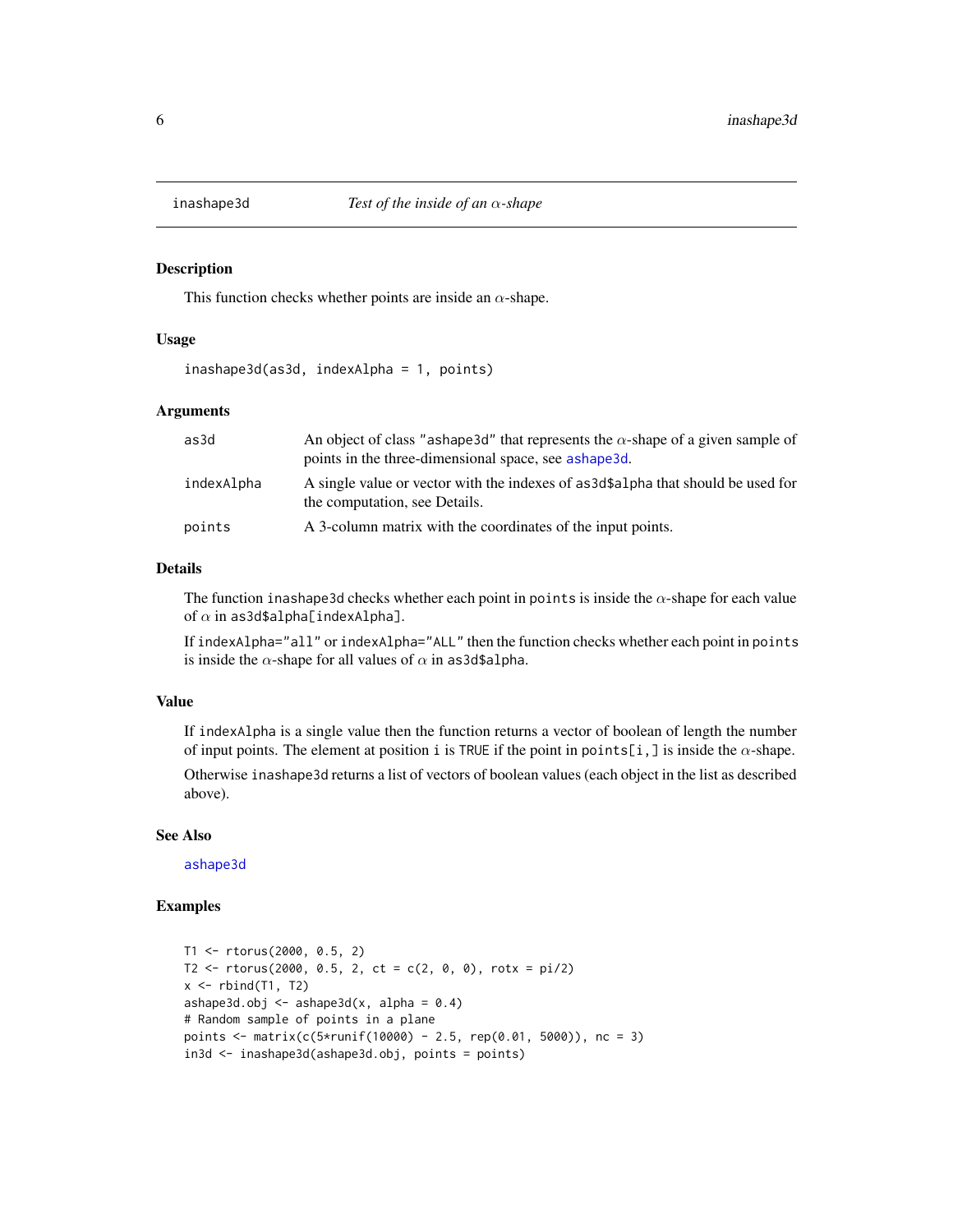## inashape3d — *Test of the inside of an $\alpha$-shape*

### Description

This function checks whether points are inside an $\alpha$-shape.

### Usage

```
inashape3d(as3d, indexAlpha = 1, points)
```

### Arguments

| | |
|---|---|
| as3d | An object of class "ashape3d" that represents the $\alpha$-shape of a given sample of points in the three-dimensional space, see ashape3d. |
| indexAlpha | A single value or vector with the indexes of as3d$alpha that should be used for the computation, see Details. |
| points | A 3-column matrix with the coordinates of the input points. |

### Details

The function inashape3d checks whether each point in points is inside the $\alpha$-shape for each value of $\alpha$ in as3d$alpha[indexAlpha].

If indexAlpha="all" or indexAlpha="ALL" then the function checks whether each point in points is inside the $\alpha$-shape for all values of $\alpha$ in as3d$alpha.

### Value

If indexAlpha is a single value then the function returns a vector of boolean of length the number of input points. The element at position i is TRUE if the point in points[i,] is inside the $\alpha$-shape.

Otherwise inashape3d returns a list of vectors of boolean values (each object in the list as described above).

### See Also

ashape3d

### Examples

```
T1 <- rtorus(2000, 0.5, 2)
T2 <- rtorus(2000, 0.5, 2, ct = c(2, 0, 0), rotx = pi/2)
x <- rbind(T1, T2)
ashape3d.obj <- ashape3d(x, alpha = 0.4)
# Random sample of points in a plane
points <- matrix(c(5*runif(10000) - 2.5, rep(0.01, 5000)), nc = 3)
in3d <- inashape3d(ashape3d.obj, points = points)
```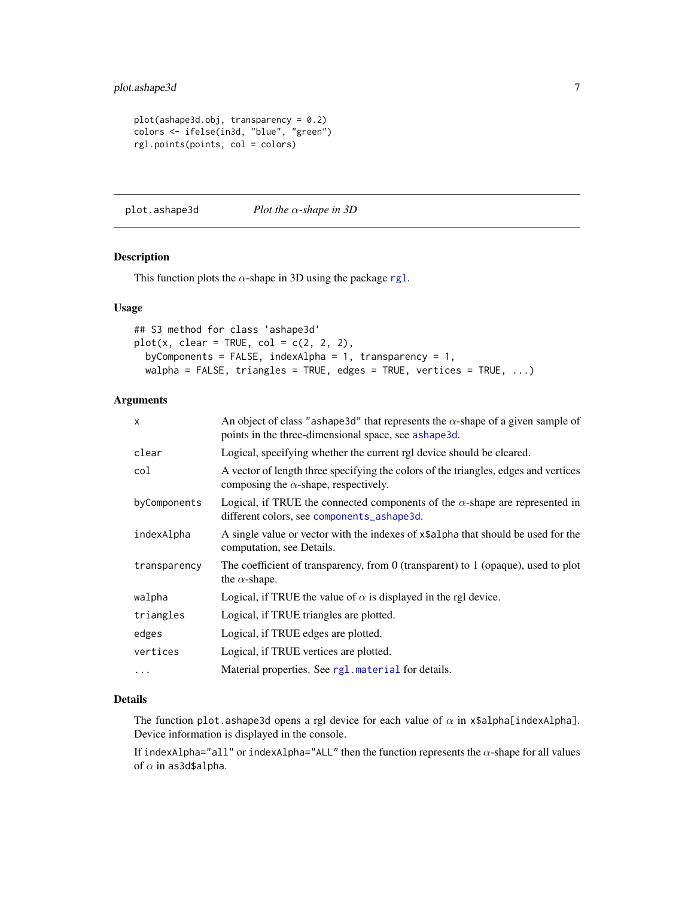```
plot(ashape3d.obj, transparency = 0.2)
colors <- ifelse(in3d, "blue", "green")
rgl.points(points, col = colors)
```

## plot.ashape3d — *Plot the $\alpha$-shape in 3D*

### Description

This function plots the $\alpha$-shape in 3D using the package rgl.

### Usage

```
## S3 method for class 'ashape3d'
plot(x, clear = TRUE, col = c(2, 2, 2),
  byComponents = FALSE, indexAlpha = 1, transparency = 1,
  walpha = FALSE, triangles = TRUE, edges = TRUE, vertices = TRUE, ...)
```

### Arguments

| | |
|---|---|
| `x` | An object of class "ashape3d" that represents the $\alpha$-shape of a given sample of points in the three-dimensional space, see ashape3d. |
| `clear` | Logical, specifying whether the current rgl device should be cleared. |
| `col` | A vector of length three specifying the colors of the triangles, edges and vertices composing the $\alpha$-shape, respectively. |
| `byComponents` | Logical, if TRUE the connected components of the $\alpha$-shape are represented in different colors, see components_ashape3d. |
| `indexAlpha` | A single value or vector with the indexes of `x$alpha` that should be used for the computation, see Details. |
| `transparency` | The coefficient of transparency, from 0 (transparent) to 1 (opaque), used to plot the $\alpha$-shape. |
| `walpha` | Logical, if TRUE the value of $\alpha$ is displayed in the rgl device. |
| `triangles` | Logical, if TRUE triangles are plotted. |
| `edges` | Logical, if TRUE edges are plotted. |
| `vertices` | Logical, if TRUE vertices are plotted. |
| `...` | Material properties. See rgl.material for details. |

### Details

The function `plot.ashape3d` opens a rgl device for each value of $\alpha$ in `x$alpha[indexAlpha]`. Device information is displayed in the console.

If `indexAlpha="all"` or `indexAlpha="ALL"` then the function represents the $\alpha$-shape for all values of $\alpha$ in `as3d$alpha`.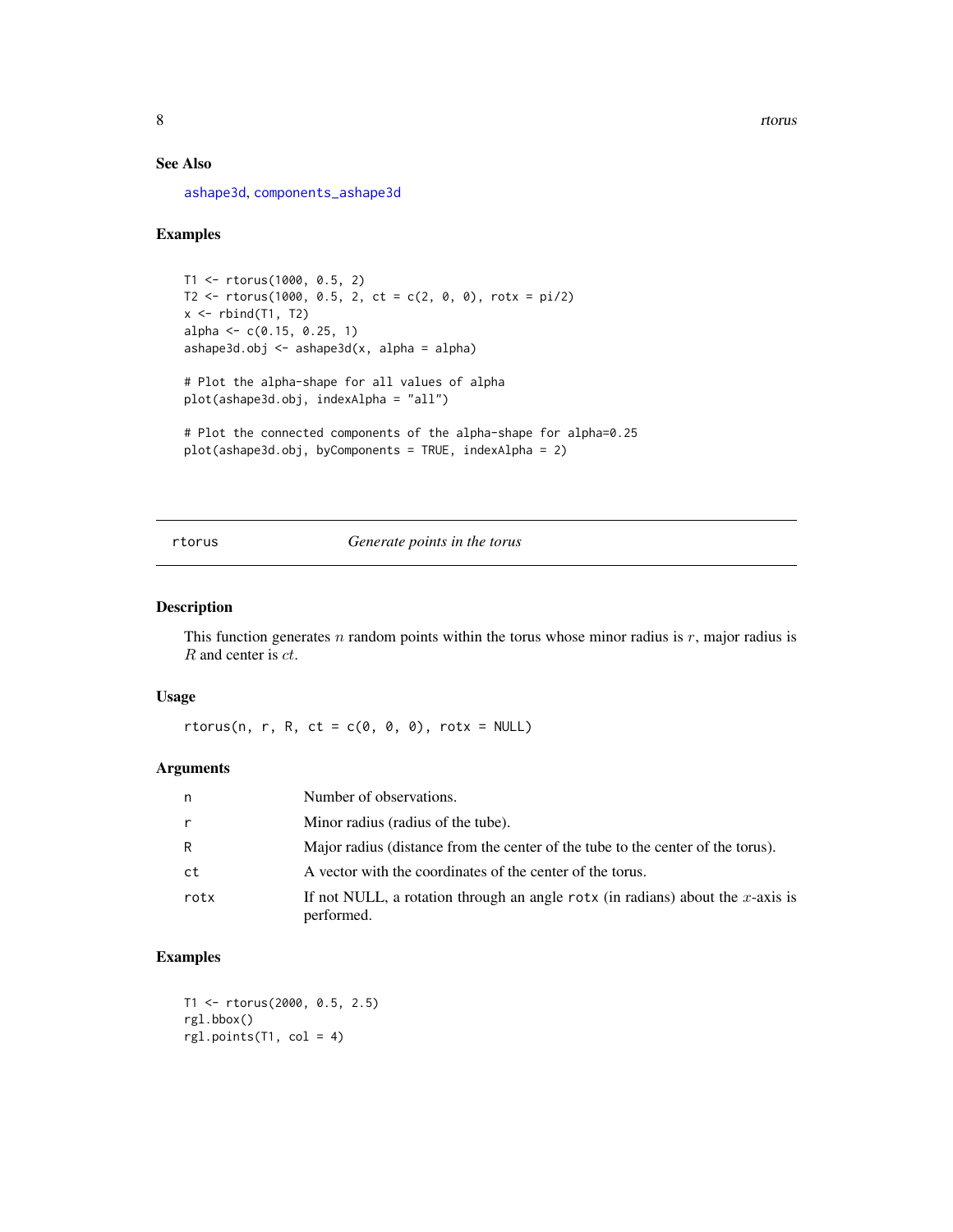### See Also

ashape3d, components_ashape3d

### Examples

```
T1 <- rtorus(1000, 0.5, 2)
T2 <- rtorus(1000, 0.5, 2, ct = c(2, 0, 0), rotx = pi/2)
x <- rbind(T1, T2)
alpha <- c(0.15, 0.25, 1)
ashape3d.obj <- ashape3d(x, alpha = alpha)

# Plot the alpha-shape for all values of alpha
plot(ashape3d.obj, indexAlpha = "all")

# Plot the connected components of the alpha-shape for alpha=0.25
plot(ashape3d.obj, byComponents = TRUE, indexAlpha = 2)
```

---

## rtorus *Generate points in the torus*

### Description

This function generates $n$ random points within the torus whose minor radius is $r$, major radius is $R$ and center is $ct$.

### Usage

```
rtorus(n, r, R, ct = c(0, 0, 0), rotx = NULL)
```

### Arguments

| | |
|---|---|
| n | Number of observations. |
| r | Minor radius (radius of the tube). |
| R | Major radius (distance from the center of the tube to the center of the torus). |
| ct | A vector with the coordinates of the center of the torus. |
| rotx | If not NULL, a rotation through an angle rotx (in radians) about the $x$-axis is performed. |

### Examples

```
T1 <- rtorus(2000, 0.5, 2.5)
rgl.bbox()
rgl.points(T1, col = 4)
```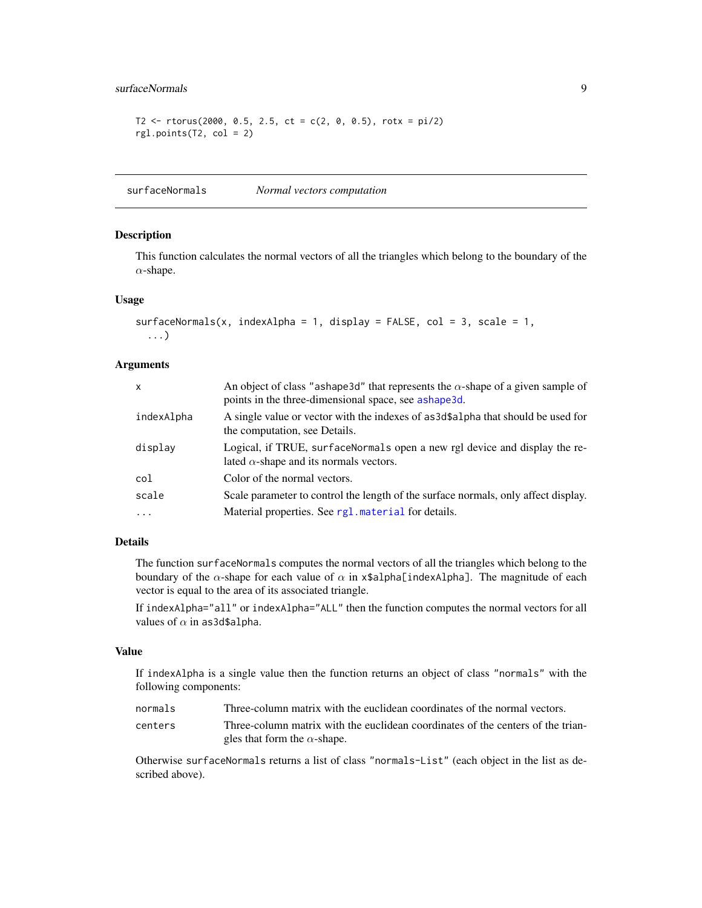```
T2 <- rtorus(2000, 0.5, 2.5, ct = c(2, 0, 0.5), rotx = pi/2)
rgl.points(T2, col = 2)
```

## surfaceNormals — *Normal vectors computation*

### Description

This function calculates the normal vectors of all the triangles which belong to the boundary of the $\alpha$-shape.

### Usage

```
surfaceNormals(x, indexAlpha = 1, display = FALSE, col = 3, scale = 1,
  ...)
```

### Arguments

| | |
|---|---|
| `x` | An object of class `"ashape3d"` that represents the $\alpha$-shape of a given sample of points in the three-dimensional space, see `ashape3d`. |
| `indexAlpha` | A single value or vector with the indexes of `as3d$alpha` that should be used for the computation, see Details. |
| `display` | Logical, if TRUE, `surfaceNormals` open a new rgl device and display the related $\alpha$-shape and its normals vectors. |
| `col` | Color of the normal vectors. |
| `scale` | Scale parameter to control the length of the surface normals, only affect display. |
| `...` | Material properties. See `rgl.material` for details. |

### Details

The function `surfaceNormals` computes the normal vectors of all the triangles which belong to the boundary of the $\alpha$-shape for each value of $\alpha$ in `x$alpha[indexAlpha]`. The magnitude of each vector is equal to the area of its associated triangle.

If `indexAlpha="all"` or `indexAlpha="ALL"` then the function computes the normal vectors for all values of $\alpha$ in `as3d$alpha`.

### Value

If `indexAlpha` is a single value then the function returns an object of class `"normals"` with the following components:

| | |
|---|---|
| `normals` | Three-column matrix with the euclidean coordinates of the normal vectors. |
| `centers` | Three-column matrix with the euclidean coordinates of the centers of the triangles that form the $\alpha$-shape. |

Otherwise `surfaceNormals` returns a list of class `"normals-List"` (each object in the list as described above).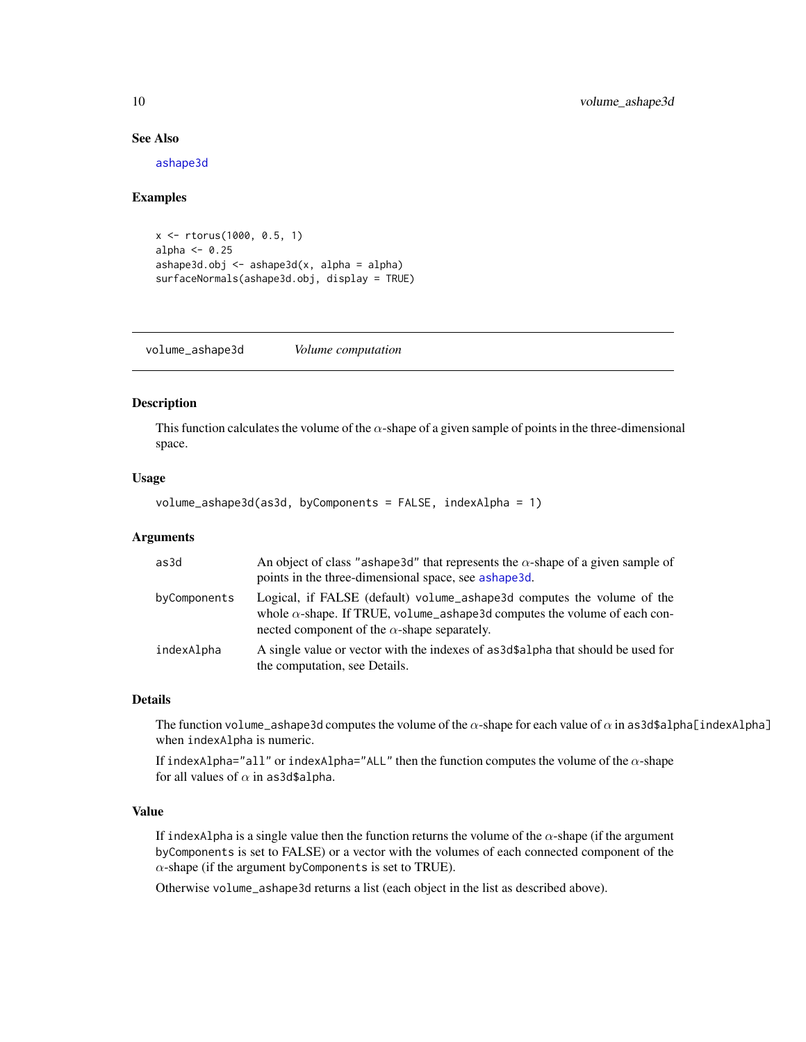## See Also

ashape3d

## Examples

```
x <- rtorus(1000, 0.5, 1)
alpha <- 0.25
ashape3d.obj <- ashape3d(x, alpha = alpha)
surfaceNormals(ashape3d.obj, display = TRUE)
```

---

# volume_ashape3d *Volume computation*

---

### Description

This function calculates the volume of the $\alpha$-shape of a given sample of points in the three-dimensional space.

### Usage

```
volume_ashape3d(as3d, byComponents = FALSE, indexAlpha = 1)
```

### Arguments

| | |
|---|---|
| as3d | An object of class "ashape3d" that represents the $\alpha$-shape of a given sample of points in the three-dimensional space, see ashape3d. |
| byComponents | Logical, if FALSE (default) volume_ashape3d computes the volume of the whole $\alpha$-shape. If TRUE, volume_ashape3d computes the volume of each connected component of the $\alpha$-shape separately. |
| indexAlpha | A single value or vector with the indexes of as3d$alpha that should be used for the computation, see Details. |

### Details

The function volume_ashape3d computes the volume of the $\alpha$-shape for each value of $\alpha$ in as3d$alpha[indexAlpha] when indexAlpha is numeric.

If indexAlpha="all" or indexAlpha="ALL" then the function computes the volume of the $\alpha$-shape for all values of $\alpha$ in as3d$alpha.

### Value

If indexAlpha is a single value then the function returns the volume of the $\alpha$-shape (if the argument byComponents is set to FALSE) or a vector with the volumes of each connected component of the $\alpha$-shape (if the argument byComponents is set to TRUE).

Otherwise volume_ashape3d returns a list (each object in the list as described above).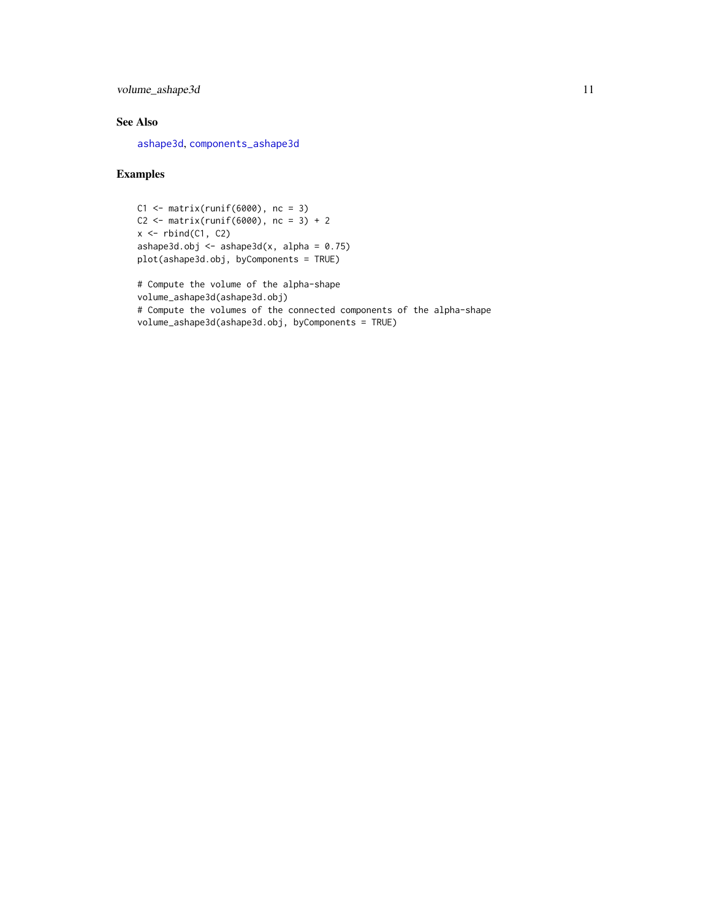## See Also

ashape3d, components_ashape3d

## Examples

```
C1 <- matrix(runif(6000), nc = 3)
C2 <- matrix(runif(6000), nc = 3) + 2
x <- rbind(C1, C2)
ashape3d.obj <- ashape3d(x, alpha = 0.75)
plot(ashape3d.obj, byComponents = TRUE)

# Compute the volume of the alpha-shape
volume_ashape3d(ashape3d.obj)
# Compute the volumes of the connected components of the alpha-shape
volume_ashape3d(ashape3d.obj, byComponents = TRUE)
```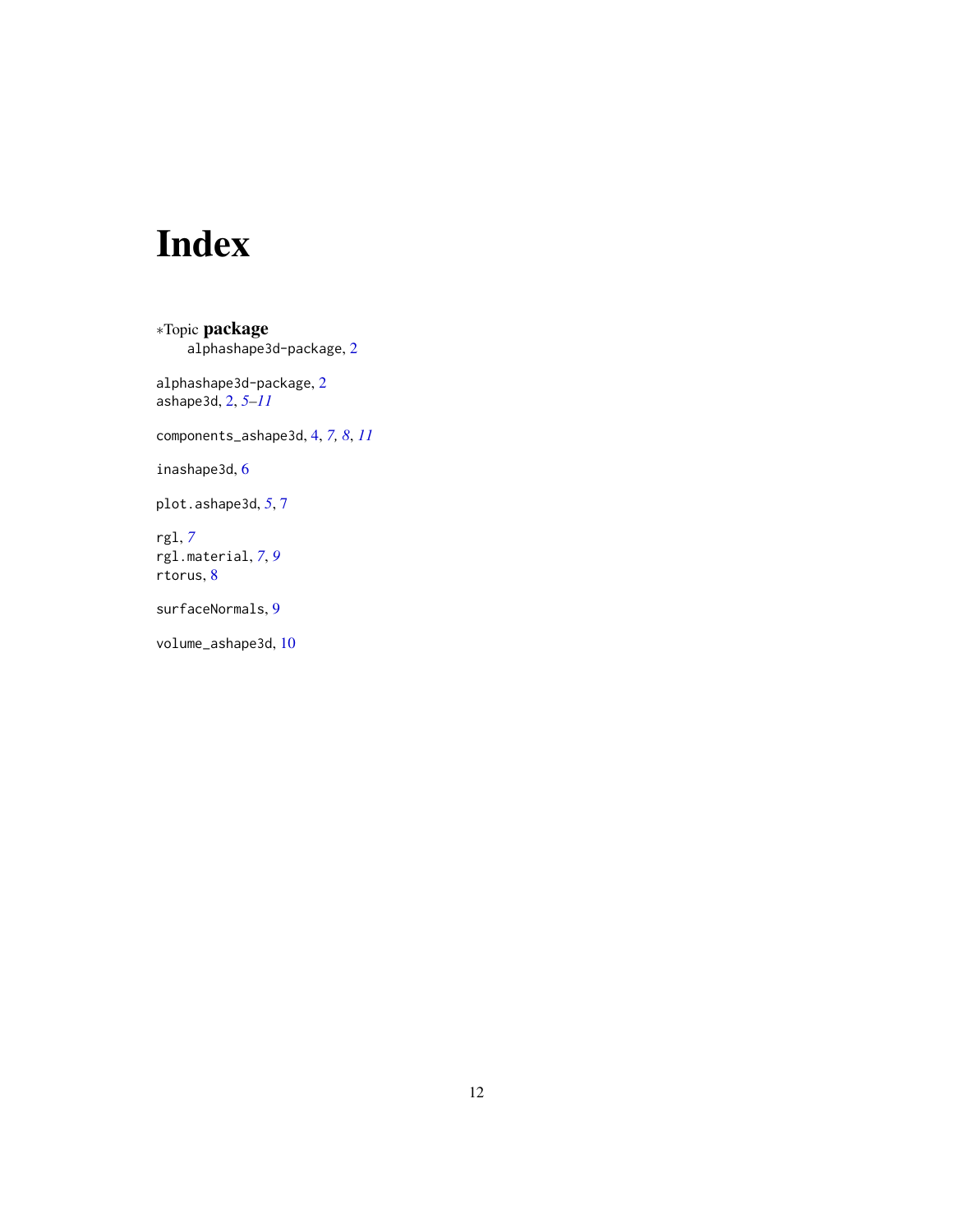# Index

∗Topic **package**
  alphashape3d-package, 2

alphashape3d-package, 2
ashape3d, 2, *5–11*

components_ashape3d, 4, *7, 8*, *11*

inashape3d, 6

plot.ashape3d, *5*, 7

rgl, *7*
rgl.material, *7*, *9*
rtorus, 8

surfaceNormals, 9

volume_ashape3d, 10